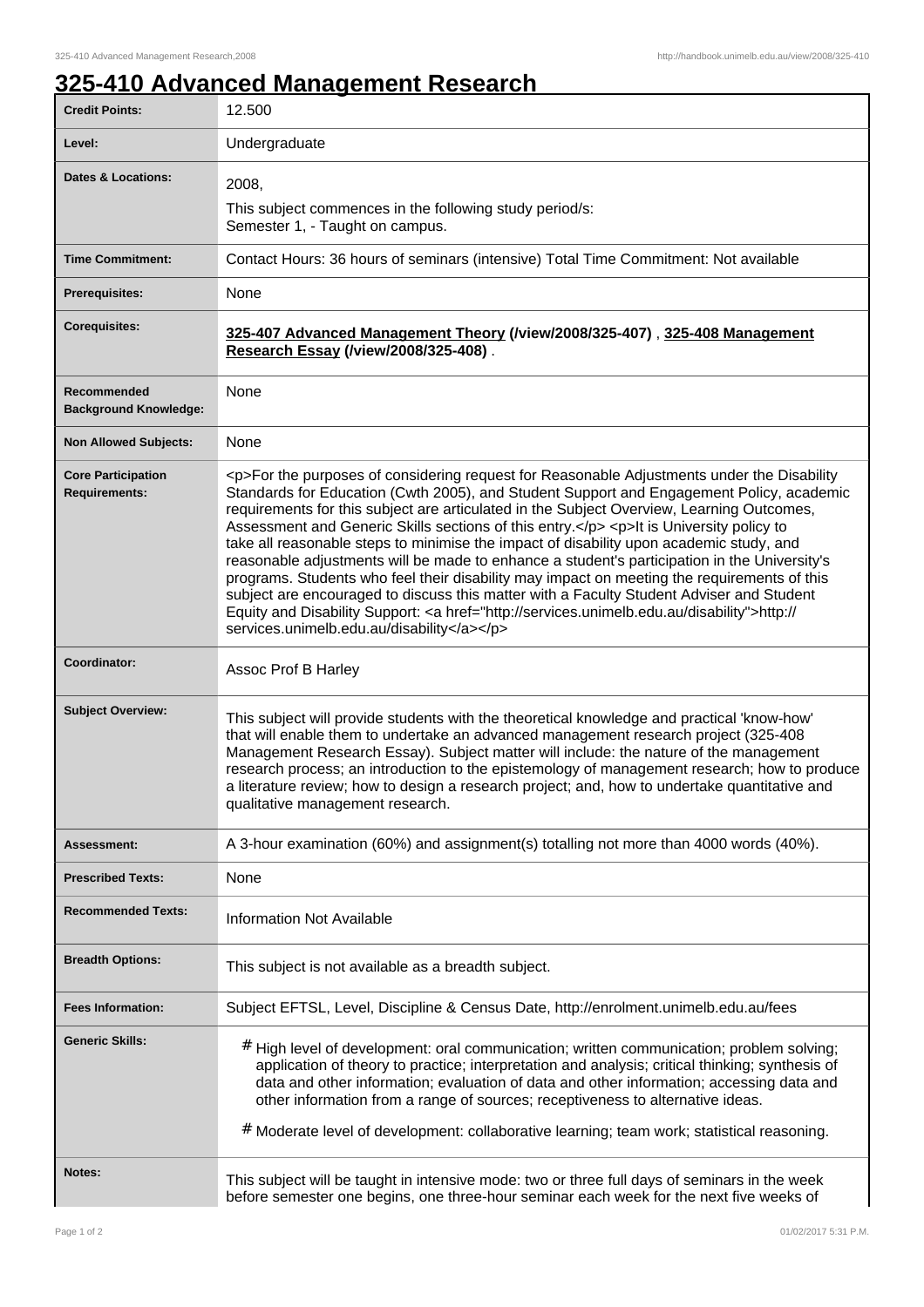# 325-410 Advanced Management Research

| | |
|---|---|
| **Credit Points:** | 12.500 |
| **Level:** | Undergraduate |
| **Dates & Locations:** | 2008, This subject commences in the following study period/s: Semester 1, - Taught on campus. |
| **Time Commitment:** | Contact Hours: 36 hours of seminars (intensive) Total Time Commitment: Not available |
| **Prerequisites:** | None |
| **Corequisites:** | **325-407 Advanced Management Theory (/view/2008/325-407)** , **325-408 Management Research Essay (/view/2008/325-408)** . |
| **Recommended Background Knowledge:** | None |
| **Non Allowed Subjects:** | None |
| **Core Participation Requirements:** | <p>For the purposes of considering request for Reasonable Adjustments under the Disability Standards for Education (Cwth 2005), and Student Support and Engagement Policy, academic requirements for this subject are articulated in the Subject Overview, Learning Outcomes, Assessment and Generic Skills sections of this entry.</p> <p>It is University policy to take all reasonable steps to minimise the impact of disability upon academic study, and reasonable adjustments will be made to enhance a student's participation in the University's programs. Students who feel their disability may impact on meeting the requirements of this subject are encouraged to discuss this matter with a Faculty Student Adviser and Student Equity and Disability Support: <a href="http://services.unimelb.edu.au/disability">http://services.unimelb.edu.au/disability</a></p> |
| **Coordinator:** | Assoc Prof B Harley |
| **Subject Overview:** | This subject will provide students with the theoretical knowledge and practical 'know-how' that will enable them to undertake an advanced management research project (325-408 Management Research Essay). Subject matter will include: the nature of the management research process; an introduction to the epistemology of management research; how to produce a literature review; how to design a research project; and, how to undertake quantitative and qualitative management research. |
| **Assessment:** | A 3-hour examination (60%) and assignment(s) totalling not more than 4000 words (40%). |
| **Prescribed Texts:** | None |
| **Recommended Texts:** | Information Not Available |
| **Breadth Options:** | This subject is not available as a breadth subject. |
| **Fees Information:** | Subject EFTSL, Level, Discipline & Census Date, http://enrolment.unimelb.edu.au/fees |
| **Generic Skills:** | # High level of development: oral communication; written communication; problem solving; application of theory to practice; interpretation and analysis; critical thinking; synthesis of data and other information; evaluation of data and other information; accessing data and other information from a range of sources; receptiveness to alternative ideas. # Moderate level of development: collaborative learning; team work; statistical reasoning. |
| **Notes:** | This subject will be taught in intensive mode: two or three full days of seminars in the week before semester one begins, one three-hour seminar each week for the next five weeks of |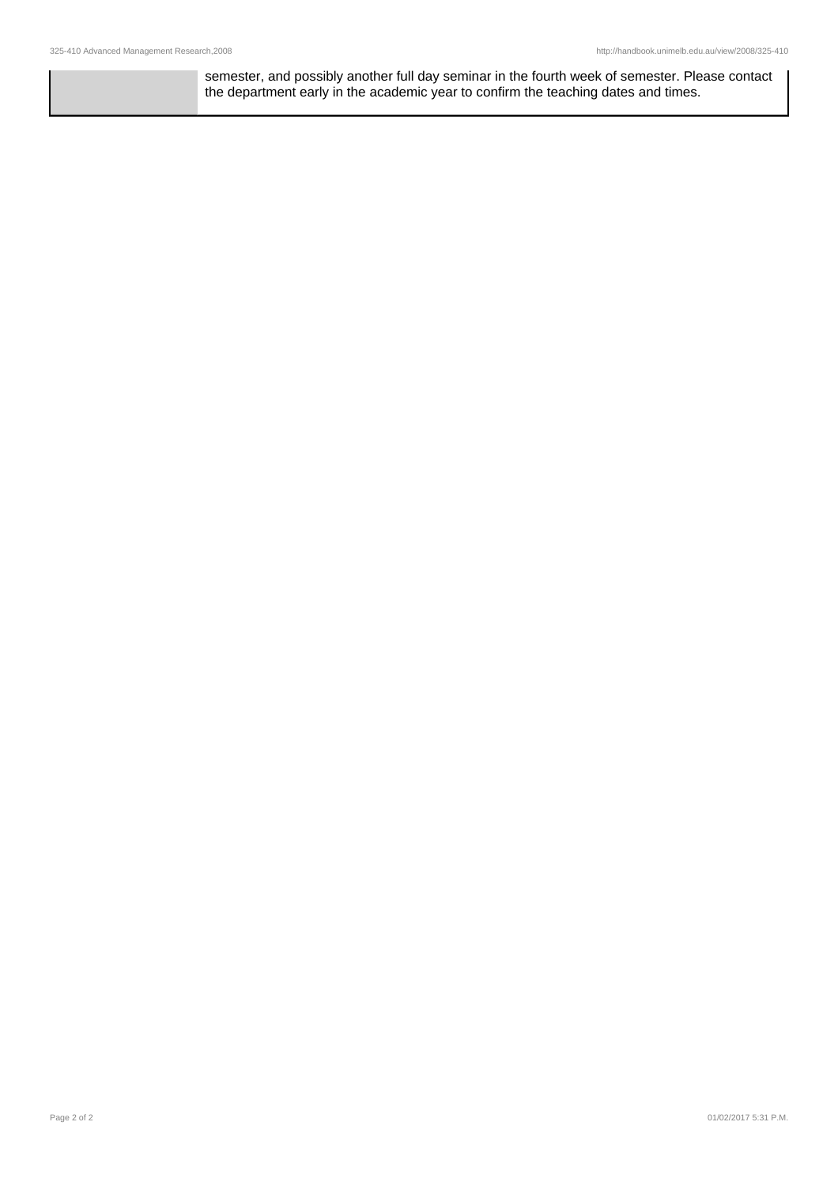| | |
|---|---|
| | semester, and possibly another full day seminar in the fourth week of semester. Please contact the department early in the academic year to confirm the teaching dates and times. |